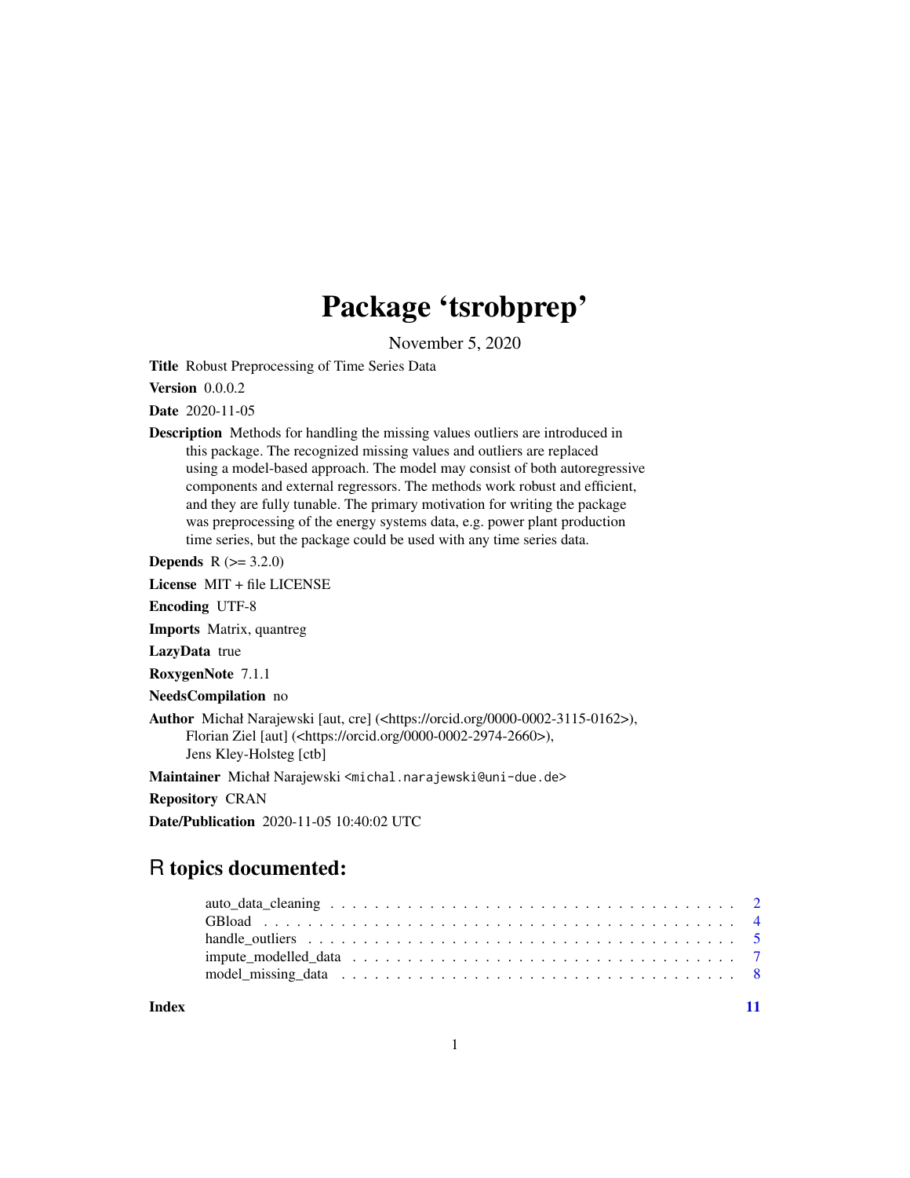# Package 'tsrobprep'

November 5, 2020

**Title** Robust Preprocessing of Time Series Data

**Version** 0.0.0.2

**Date** 2020-11-05

**Description** Methods for handling the missing values outliers are introduced in this package. The recognized missing values and outliers are replaced using a model-based approach. The model may consist of both autoregressive components and external regressors. The methods work robust and efficient, and they are fully tunable. The primary motivation for writing the package was preprocessing of the energy systems data, e.g. power plant production time series, but the package could be used with any time series data.

**Depends** R (>= 3.2.0)

**License** MIT + file LICENSE

**Encoding** UTF-8

**Imports** Matrix, quantreg

**LazyData** true

**RoxygenNote** 7.1.1

**NeedsCompilation** no

**Author** Michał Narajewski [aut, cre] (<https://orcid.org/0000-0002-3115-0162>), Florian Ziel [aut] (<https://orcid.org/0000-0002-2974-2660>), Jens Kley-Holsteg [ctb]

**Maintainer** Michał Narajewski <michal.narajewski@uni-due.de>

**Repository** CRAN

**Date/Publication** 2020-11-05 10:40:02 UTC

## R topics documented:

- auto_data_cleaning . . . . . . . . . . . . . . . . . . . . . . . . . . . . . . . . . . . . . . 2
- GBload . . . . . . . . . . . . . . . . . . . . . . . . . . . . . . . . . . . . . . . . . . . . . 4
- handle_outliers . . . . . . . . . . . . . . . . . . . . . . . . . . . . . . . . . . . . . . . . 5
- impute_modelled_data . . . . . . . . . . . . . . . . . . . . . . . . . . . . . . . . . . . . 7
- model_missing_data . . . . . . . . . . . . . . . . . . . . . . . . . . . . . . . . . . . . . 8

**Index** 11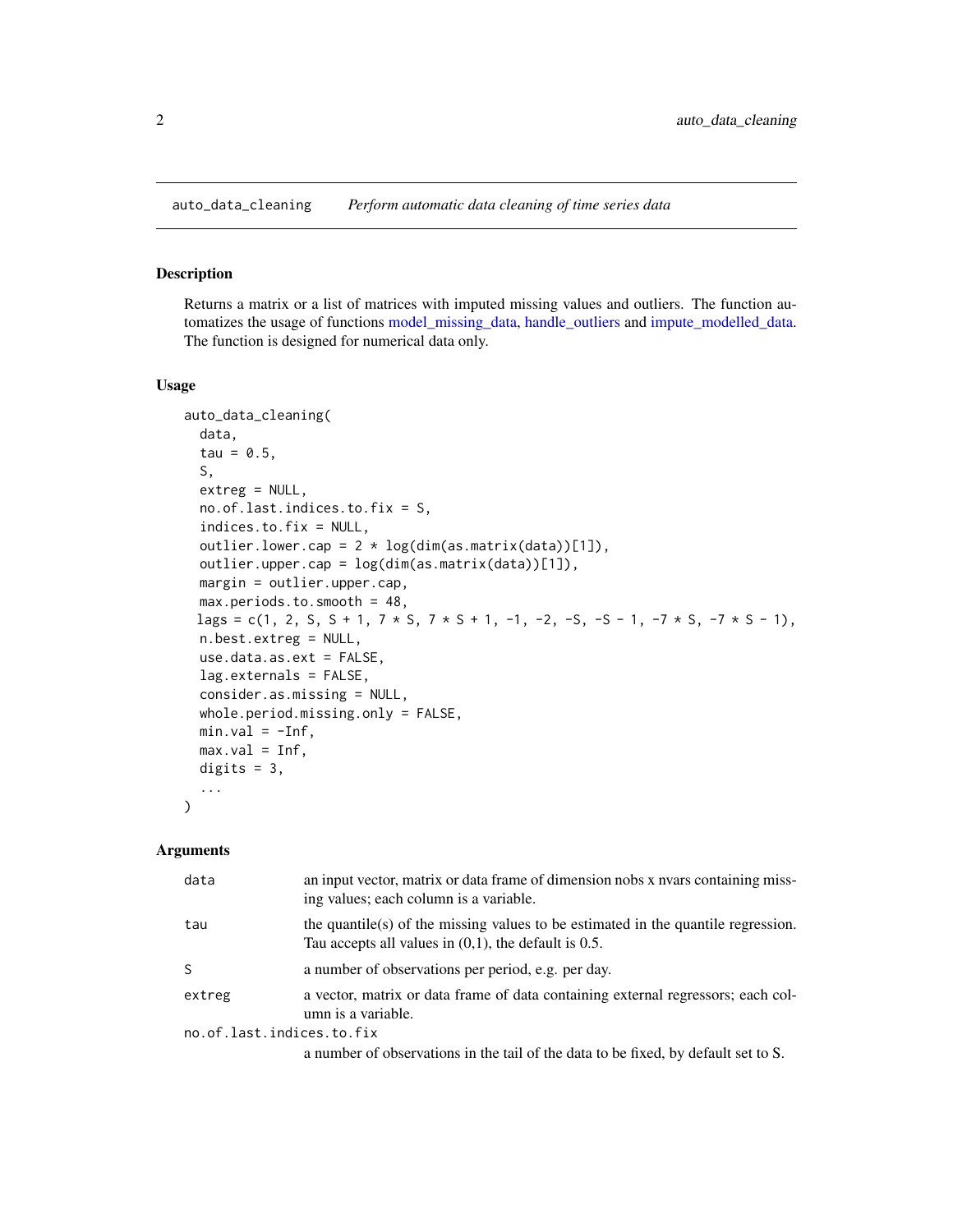## auto_data_cleaning — *Perform automatic data cleaning of time series data*

### Description

Returns a matrix or a list of matrices with imputed missing values and outliers. The function automatizes the usage of functions model_missing_data, handle_outliers and impute_modelled_data. The function is designed for numerical data only.

### Usage

```
auto_data_cleaning(
  data,
  tau = 0.5,
  S,
  extreg = NULL,
  no.of.last.indices.to.fix = S,
  indices.to.fix = NULL,
  outlier.lower.cap = 2 * log(dim(as.matrix(data))[1]),
  outlier.upper.cap = log(dim(as.matrix(data))[1]),
  margin = outlier.upper.cap,
  max.periods.to.smooth = 48,
  lags = c(1, 2, S, S + 1, 7 * S, 7 * S + 1, -1, -2, -S, -S - 1, -7 * S, -7 * S - 1),
  n.best.extreg = NULL,
  use.data.as.ext = FALSE,
  lag.externals = FALSE,
  consider.as.missing = NULL,
  whole.period.missing.only = FALSE,
  min.val = -Inf,
  max.val = Inf,
  digits = 3,
  ...
)
```

### Arguments

| Argument | Description |
|---|---|
| data | an input vector, matrix or data frame of dimension nobs x nvars containing missing values; each column is a variable. |
| tau | the quantile(s) of the missing values to be estimated in the quantile regression. Tau accepts all values in (0,1), the default is 0.5. |
| S | a number of observations per period, e.g. per day. |
| extreg | a vector, matrix or data frame of data containing external regressors; each column is a variable. |
| no.of.last.indices.to.fix | a number of observations in the tail of the data to be fixed, by default set to S. |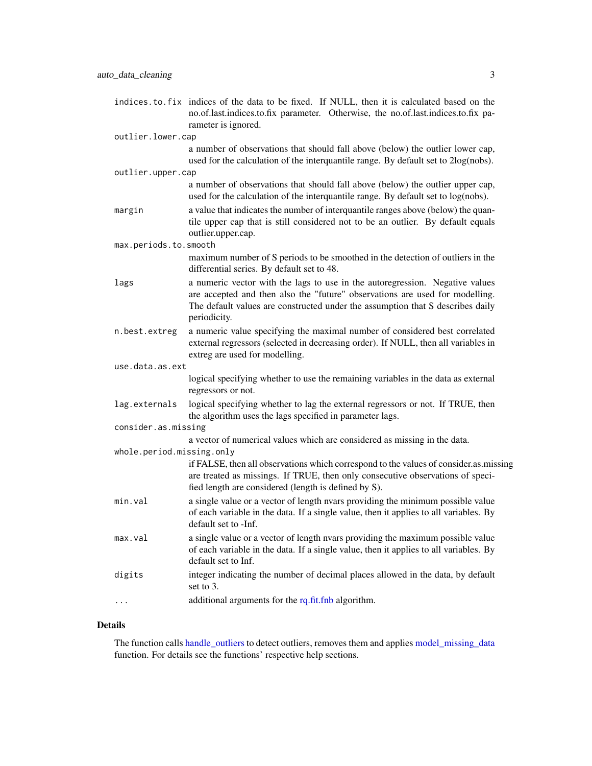| | |
|---|---|
| `indices.to.fix` | indices of the data to be fixed. If NULL, then it is calculated based on the no.of.last.indices.to.fix parameter. Otherwise, the no.of.last.indices.to.fix parameter is ignored. |
| `outlier.lower.cap` | a number of observations that should fall above (below) the outlier lower cap, used for the calculation of the interquantile range. By default set to 2log(nobs). |
| `outlier.upper.cap` | a number of observations that should fall above (below) the outlier upper cap, used for the calculation of the interquantile range. By default set to log(nobs). |
| `margin` | a value that indicates the number of interquantile ranges above (below) the quantile upper cap that is still considered not to be an outlier. By default equals outlier.upper.cap. |
| `max.periods.to.smooth` | maximum number of S periods to be smoothed in the detection of outliers in the differential series. By default set to 48. |
| `lags` | a numeric vector with the lags to use in the autoregression. Negative values are accepted and then also the "future" observations are used for modelling. The default values are constructed under the assumption that S describes daily periodicity. |
| `n.best.extreg` | a numeric value specifying the maximal number of considered best correlated external regressors (selected in decreasing order). If NULL, then all variables in extreg are used for modelling. |
| `use.data.as.ext` | logical specifying whether to use the remaining variables in the data as external regressors or not. |
| `lag.externals` | logical specifying whether to lag the external regressors or not. If TRUE, then the algorithm uses the lags specified in parameter lags. |
| `consider.as.missing` | a vector of numerical values which are considered as missing in the data. |
| `whole.period.missing.only` | if FALSE, then all observations which correspond to the values of consider.as.missing are treated as missings. If TRUE, then only consecutive observations of specified length are considered (length is defined by S). |
| `min.val` | a single value or a vector of length nvars providing the minimum possible value of each variable in the data. If a single value, then it applies to all variables. By default set to -Inf. |
| `max.val` | a single value or a vector of length nvars providing the maximum possible value of each variable in the data. If a single value, then it applies to all variables. By default set to Inf. |
| `digits` | integer indicating the number of decimal places allowed in the data, by default set to 3. |
| `...` | additional arguments for the rq.fit.fnb algorithm. |

## Details

The function calls handle_outliers to detect outliers, removes them and applies model_missing_data function. For details see the functions' respective help sections.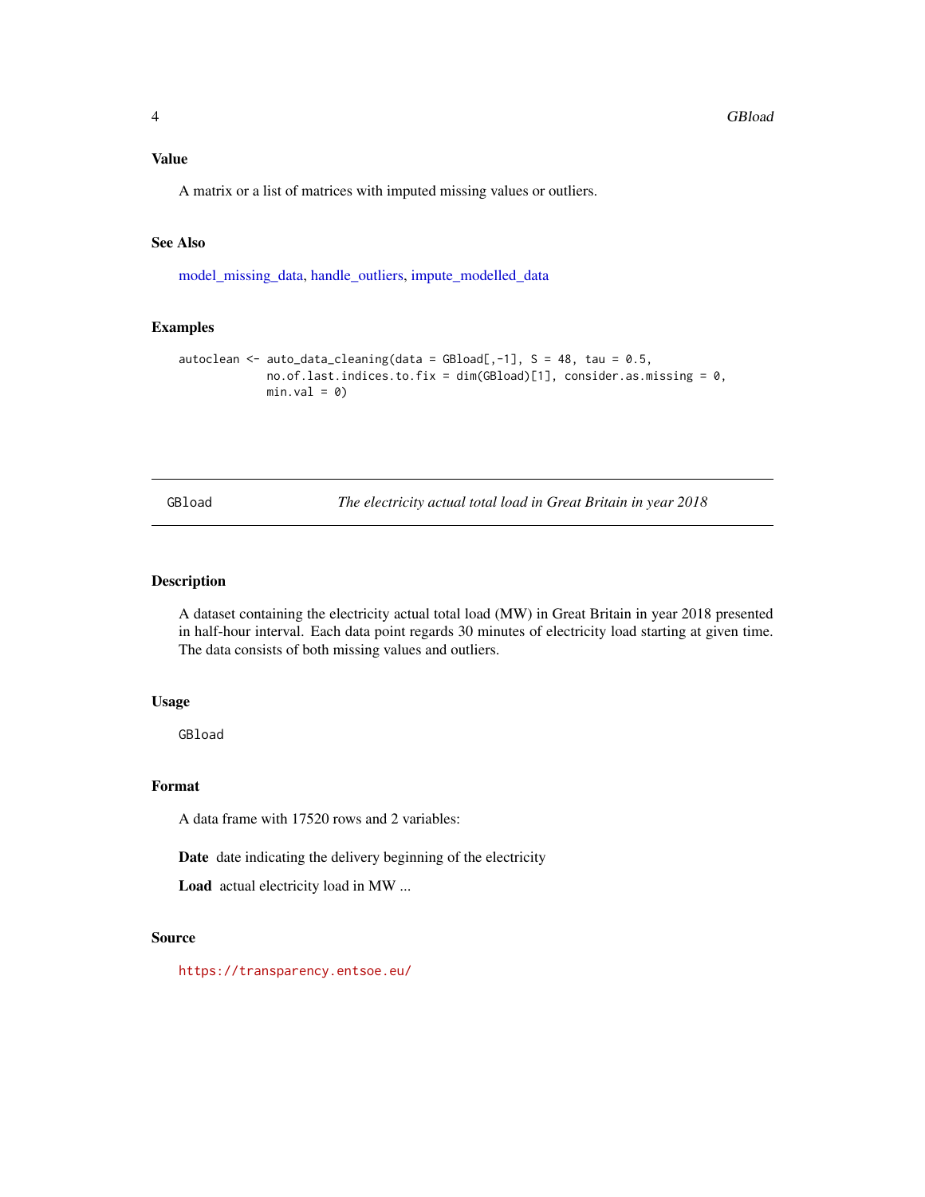### Value

A matrix or a list of matrices with imputed missing values or outliers.

### See Also

model_missing_data, handle_outliers, impute_modelled_data

### Examples

```
autoclean <- auto_data_cleaning(data = GBload[,-1], S = 48, tau = 0.5,
             no.of.last.indices.to.fix = dim(GBload)[1], consider.as.missing = 0,
             min.val = 0)
```

---

## GBload — *The electricity actual total load in Great Britain in year 2018*

### Description

A dataset containing the electricity actual total load (MW) in Great Britain in year 2018 presented in half-hour interval. Each data point regards 30 minutes of electricity load starting at given time. The data consists of both missing values and outliers.

### Usage

```
GBload
```

### Format

A data frame with 17520 rows and 2 variables:

**Date** date indicating the delivery beginning of the electricity

**Load** actual electricity load in MW ...

### Source

https://transparency.entsoe.eu/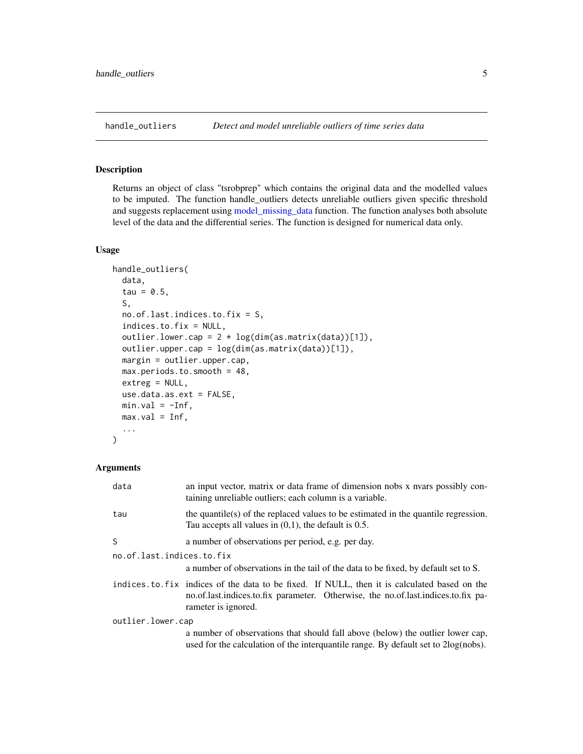## handle_outliers *Detect and model unreliable outliers of time series data*

### Description

Returns an object of class "tsrobprep" which contains the original data and the modelled values to be imputed. The function handle_outliers detects unreliable outliers given specific threshold and suggests replacement using model_missing_data function. The function analyses both absolute level of the data and the differential series. The function is designed for numerical data only.

### Usage

```
handle_outliers(
  data,
  tau = 0.5,
  S,
  no.of.last.indices.to.fix = S,
  indices.to.fix = NULL,
  outlier.lower.cap = 2 * log(dim(as.matrix(data))[1]),
  outlier.upper.cap = log(dim(as.matrix(data))[1]),
  margin = outlier.upper.cap,
  max.periods.to.smooth = 48,
  extreg = NULL,
  use.data.as.ext = FALSE,
  min.val = -Inf,
  max.val = Inf,
  ...
)
```

### Arguments

| Argument | Description |
|---|---|
| `data` | an input vector, matrix or data frame of dimension nobs x nvars possibly containing unreliable outliers; each column is a variable. |
| `tau` | the quantile(s) of the replaced values to be estimated in the quantile regression. Tau accepts all values in (0,1), the default is 0.5. |
| `S` | a number of observations per period, e.g. per day. |
| `no.of.last.indices.to.fix` | a number of observations in the tail of the data to be fixed, by default set to S. |
| `indices.to.fix` | indices of the data to be fixed. If NULL, then it is calculated based on the no.of.last.indices.to.fix parameter. Otherwise, the no.of.last.indices.to.fix parameter is ignored. |
| `outlier.lower.cap` | a number of observations that should fall above (below) the outlier lower cap, used for the calculation of the interquantile range. By default set to 2log(nobs). |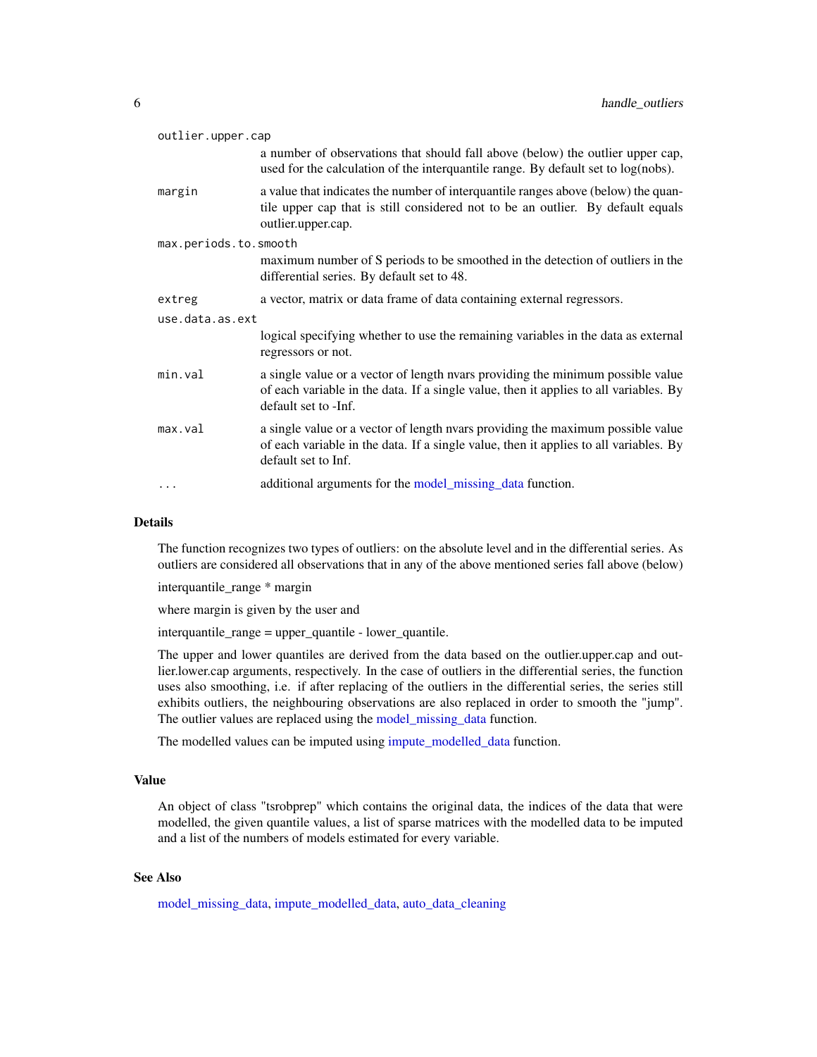| | |
|---|---|
| `outlier.upper.cap` | a number of observations that should fall above (below) the outlier upper cap, used for the calculation of the interquantile range. By default set to log(nobs). |
| `margin` | a value that indicates the number of interquantile ranges above (below) the quantile upper cap that is still considered not to be an outlier. By default equals outlier.upper.cap. |
| `max.periods.to.smooth` | maximum number of S periods to be smoothed in the detection of outliers in the differential series. By default set to 48. |
| `extreg` | a vector, matrix or data frame of data containing external regressors. |
| `use.data.as.ext` | logical specifying whether to use the remaining variables in the data as external regressors or not. |
| `min.val` | a single value or a vector of length nvars providing the minimum possible value of each variable in the data. If a single value, then it applies to all variables. By default set to -Inf. |
| `max.val` | a single value or a vector of length nvars providing the maximum possible value of each variable in the data. If a single value, then it applies to all variables. By default set to Inf. |
| `...` | additional arguments for the model_missing_data function. |

## Details

The function recognizes two types of outliers: on the absolute level and in the differential series. As outliers are considered all observations that in any of the above mentioned series fall above (below)

interquantile_range * margin

where margin is given by the user and

interquantile_range = upper_quantile - lower_quantile.

The upper and lower quantiles are derived from the data based on the outlier.upper.cap and outlier.lower.cap arguments, respectively. In the case of outliers in the differential series, the function uses also smoothing, i.e. if after replacing of the outliers in the differential series, the series still exhibits outliers, the neighbouring observations are also replaced in order to smooth the "jump". The outlier values are replaced using the model_missing_data function.

The modelled values can be imputed using impute_modelled_data function.

## Value

An object of class "tsrobprep" which contains the original data, the indices of the data that were modelled, the given quantile values, a list of sparse matrices with the modelled data to be imputed and a list of the numbers of models estimated for every variable.

## See Also

model_missing_data, impute_modelled_data, auto_data_cleaning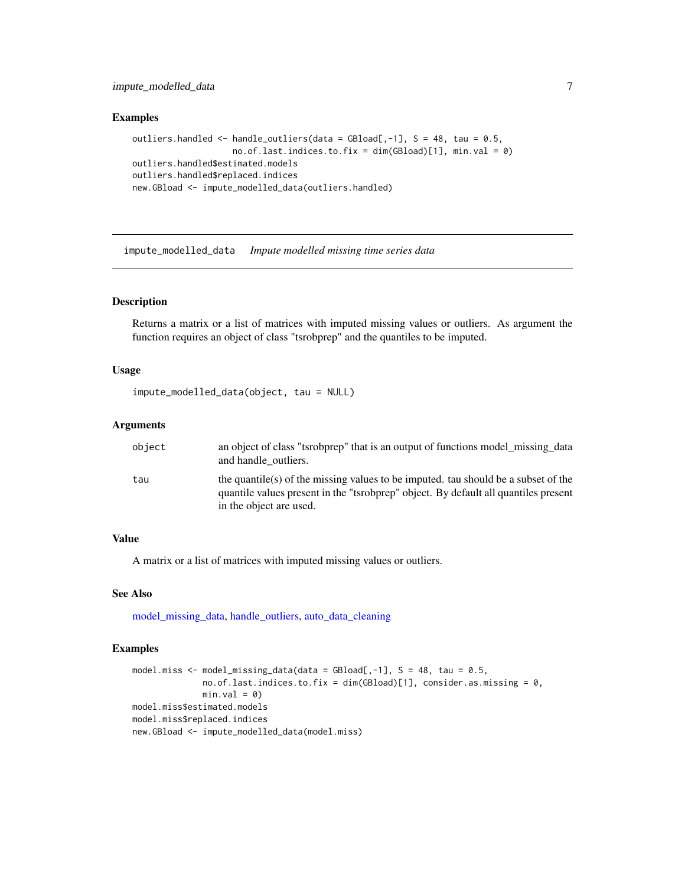## Examples

```
outliers.handled <- handle_outliers(data = GBload[,-1], S = 48, tau = 0.5,
                    no.of.last.indices.to.fix = dim(GBload)[1], min.val = 0)
outliers.handled$estimated.models
outliers.handled$replaced.indices
new.GBload <- impute_modelled_data(outliers.handled)
```

---

# impute_modelled_data *Impute modelled missing time series data*

---

## Description

Returns a matrix or a list of matrices with imputed missing values or outliers. As argument the function requires an object of class "tsrobprep" and the quantiles to be imputed.

## Usage

```
impute_modelled_data(object, tau = NULL)
```

## Arguments

| | |
|---|---|
| `object` | an object of class "tsrobprep" that is an output of functions model_missing_data and handle_outliers. |
| `tau` | the quantile(s) of the missing values to be imputed. tau should be a subset of the quantile values present in the "tsrobprep" object. By default all quantiles present in the object are used. |

## Value

A matrix or a list of matrices with imputed missing values or outliers.

## See Also

model_missing_data, handle_outliers, auto_data_cleaning

## Examples

```
model.miss <- model_missing_data(data = GBload[,-1], S = 48, tau = 0.5,
              no.of.last.indices.to.fix = dim(GBload)[1], consider.as.missing = 0,
              min.val = 0)
model.miss$estimated.models
model.miss$replaced.indices
new.GBload <- impute_modelled_data(model.miss)
```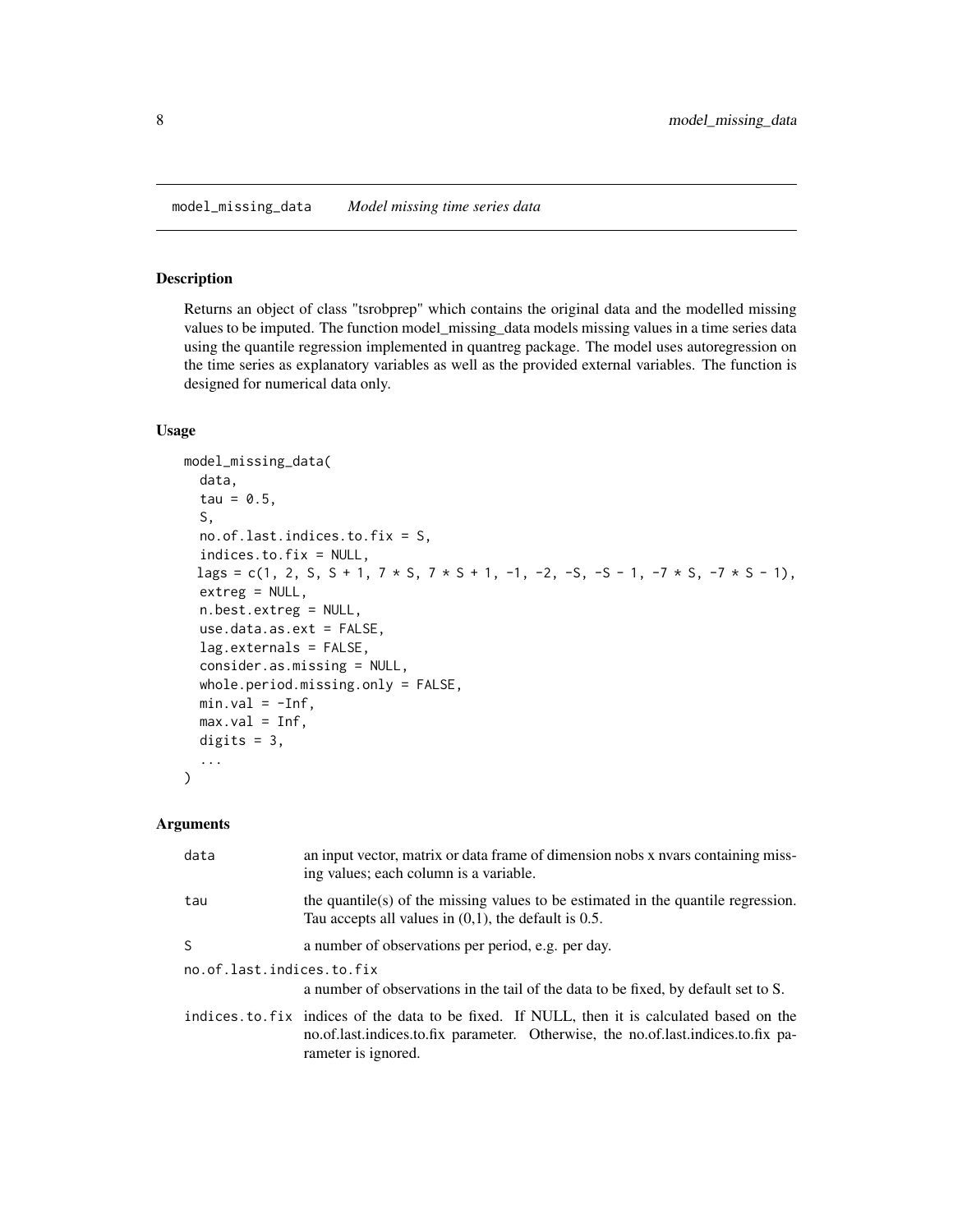model_missing_data *Model missing time series data*

## Description

Returns an object of class "tsrobprep" which contains the original data and the modelled missing values to be imputed. The function model_missing_data models missing values in a time series data using the quantile regression implemented in quantreg package. The model uses autoregression on the time series as explanatory variables as well as the provided external variables. The function is designed for numerical data only.

## Usage

```
model_missing_data(
  data,
  tau = 0.5,
  S,
  no.of.last.indices.to.fix = S,
  indices.to.fix = NULL,
  lags = c(1, 2, S, S + 1, 7 * S, 7 * S + 1, -1, -2, -S, -S - 1, -7 * S, -7 * S - 1),
  extreg = NULL,
  n.best.extreg = NULL,
  use.data.as.ext = FALSE,
  lag.externals = FALSE,
  consider.as.missing = NULL,
  whole.period.missing.only = FALSE,
  min.val = -Inf,
  max.val = Inf,
  digits = 3,
  ...
)
```

## Arguments

| | |
|---|---|
| data | an input vector, matrix or data frame of dimension nobs x nvars containing missing values; each column is a variable. |
| tau | the quantile(s) of the missing values to be estimated in the quantile regression. Tau accepts all values in (0,1), the default is 0.5. |
| S | a number of observations per period, e.g. per day. |
| no.of.last.indices.to.fix | a number of observations in the tail of the data to be fixed, by default set to S. |
| indices.to.fix | indices of the data to be fixed. If NULL, then it is calculated based on the no.of.last.indices.to.fix parameter. Otherwise, the no.of.last.indices.to.fix parameter is ignored. |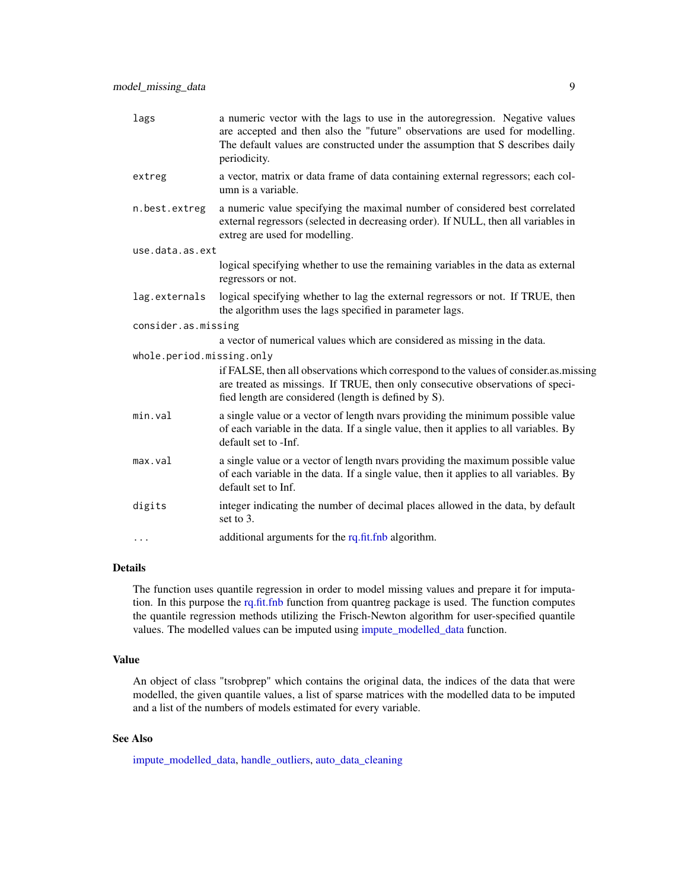| | |
|---|---|
| `lags` | a numeric vector with the lags to use in the autoregression. Negative values are accepted and then also the "future" observations are used for modelling. The default values are constructed under the assumption that S describes daily periodicity. |
| `extreg` | a vector, matrix or data frame of data containing external regressors; each column is a variable. |
| `n.best.extreg` | a numeric value specifying the maximal number of considered best correlated external regressors (selected in decreasing order). If NULL, then all variables in extreg are used for modelling. |
| `use.data.as.ext` | logical specifying whether to use the remaining variables in the data as external regressors or not. |
| `lag.externals` | logical specifying whether to lag the external regressors or not. If TRUE, then the algorithm uses the lags specified in parameter lags. |
| `consider.as.missing` | a vector of numerical values which are considered as missing in the data. |
| `whole.period.missing.only` | if FALSE, then all observations which correspond to the values of consider.as.missing are treated as missings. If TRUE, then only consecutive observations of specified length are considered (length is defined by S). |
| `min.val` | a single value or a vector of length nvars providing the minimum possible value of each variable in the data. If a single value, then it applies to all variables. By default set to -Inf. |
| `max.val` | a single value or a vector of length nvars providing the maximum possible value of each variable in the data. If a single value, then it applies to all variables. By default set to Inf. |
| `digits` | integer indicating the number of decimal places allowed in the data, by default set to 3. |
| `...` | additional arguments for the rq.fit.fnb algorithm. |

## Details

The function uses quantile regression in order to model missing values and prepare it for imputation. In this purpose the rq.fit.fnb function from quantreg package is used. The function computes the quantile regression methods utilizing the Frisch-Newton algorithm for user-specified quantile values. The modelled values can be imputed using impute_modelled_data function.

## Value

An object of class "tsrobprep" which contains the original data, the indices of the data that were modelled, the given quantile values, a list of sparse matrices with the modelled data to be imputed and a list of the numbers of models estimated for every variable.

## See Also

impute_modelled_data, handle_outliers, auto_data_cleaning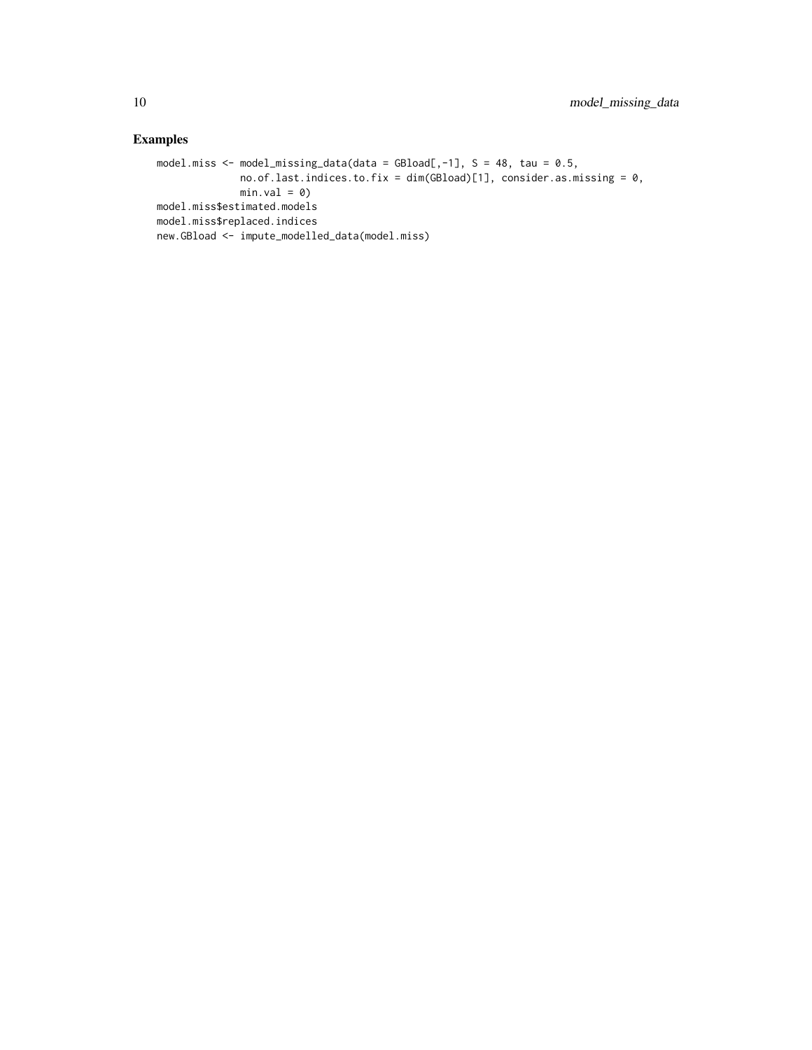## Examples

```
model.miss <- model_missing_data(data = GBload[,-1], S = 48, tau = 0.5,
              no.of.last.indices.to.fix = dim(GBload)[1], consider.as.missing = 0,
              min.val = 0)
model.miss$estimated.models
model.miss$replaced.indices
new.GBload <- impute_modelled_data(model.miss)
```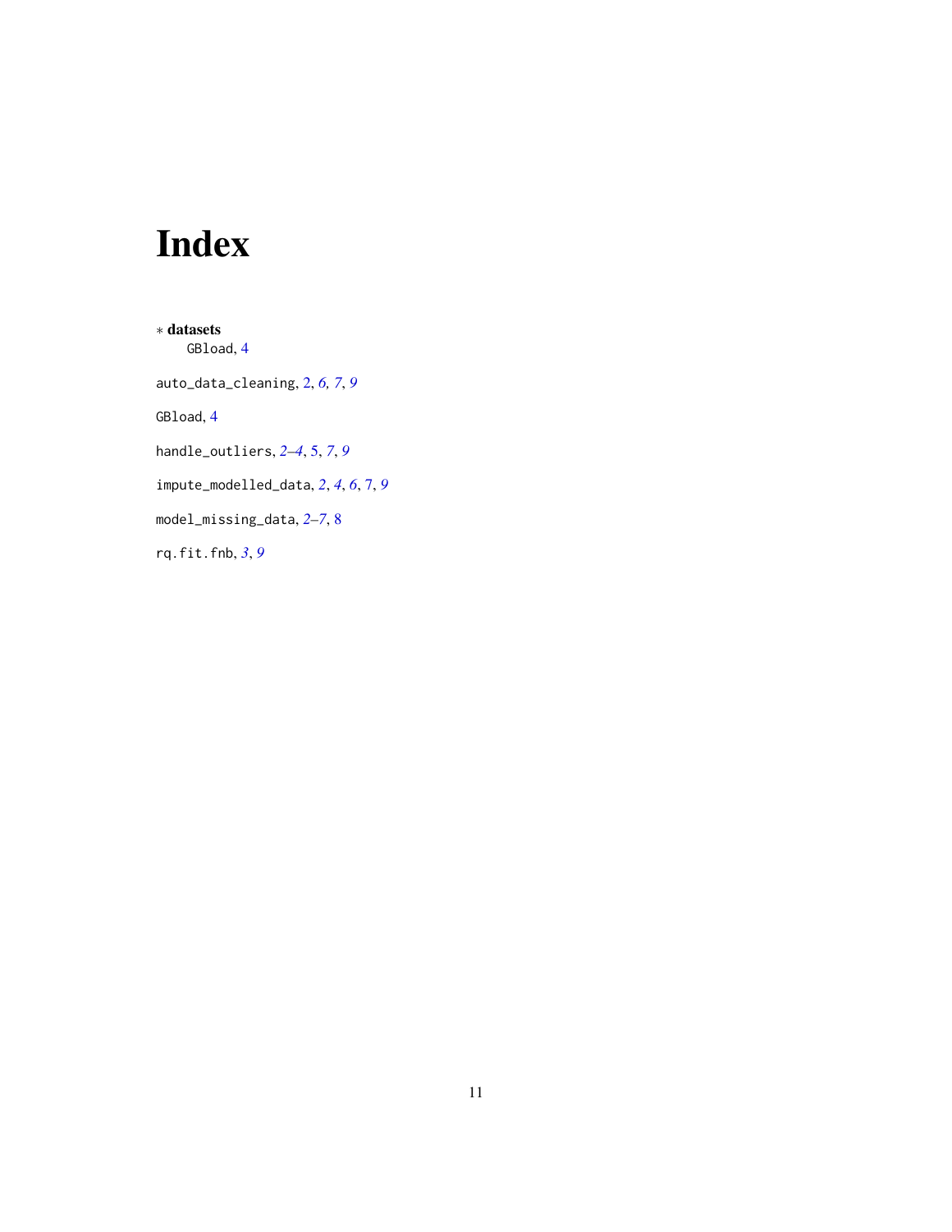# Index

∗ **datasets**
    GBload, 4

auto_data_cleaning, 2, *6, 7*, *9*

GBload, 4

handle_outliers, *2–4*, 5, *7*, *9*

impute_modelled_data, *2*, *4*, *6*, 7, *9*

model_missing_data, *2–7*, 8

rq.fit.fnb, *3*, *9*